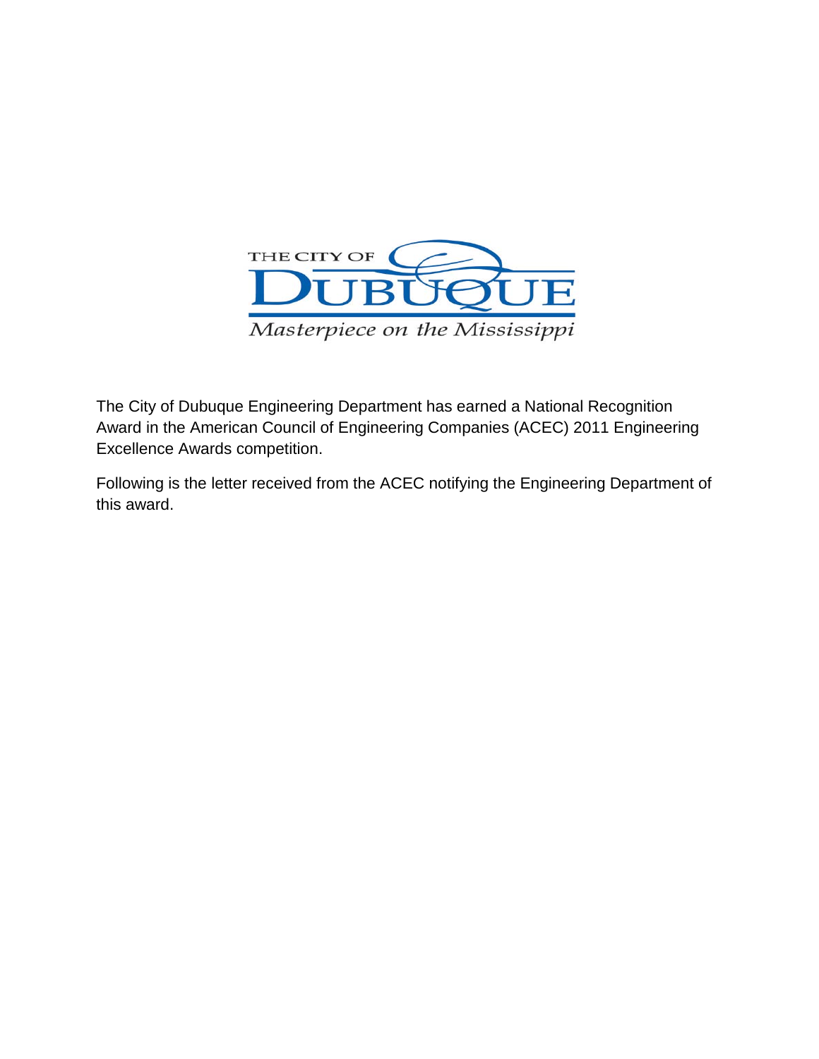THE CITY OF DUBUQUE

*Masterpiece on the Mississippi*

The City of Dubuque Engineering Department has earned a National Recognition Award in the American Council of Engineering Companies (ACEC) 2011 Engineering Excellence Awards competition.

Following is the letter received from the ACEC notifying the Engineering Department of this award.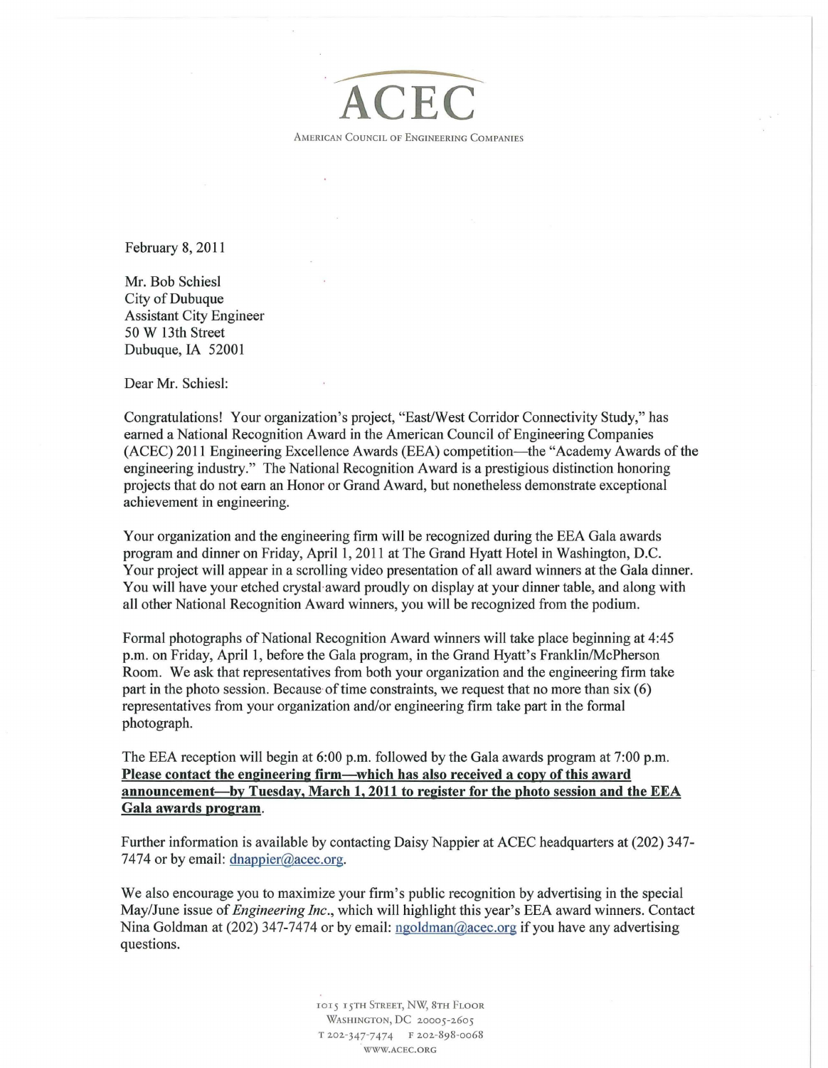# ACEC

AMERICAN COUNCIL OF ENGINEERING COMPANIES

February 8, 2011

Mr. Bob Schiesl
City of Dubuque
Assistant City Engineer
50 W 13th Street
Dubuque, IA 52001

Dear Mr. Schiesl:

Congratulations! Your organization's project, "East/West Corridor Connectivity Study," has earned a National Recognition Award in the American Council of Engineering Companies (ACEC) 2011 Engineering Excellence Awards (EEA) competition—the "Academy Awards of the engineering industry." The National Recognition Award is a prestigious distinction honoring projects that do not earn an Honor or Grand Award, but nonetheless demonstrate exceptional achievement in engineering.

Your organization and the engineering firm will be recognized during the EEA Gala awards program and dinner on Friday, April 1, 2011 at The Grand Hyatt Hotel in Washington, D.C. Your project will appear in a scrolling video presentation of all award winners at the Gala dinner. You will have your etched crystal award proudly on display at your dinner table, and along with all other National Recognition Award winners, you will be recognized from the podium.

Formal photographs of National Recognition Award winners will take place beginning at 4:45 p.m. on Friday, April 1, before the Gala program, in the Grand Hyatt's Franklin/McPherson Room. We ask that representatives from both your organization and the engineering firm take part in the photo session. Because of time constraints, we request that no more than six (6) representatives from your organization and/or engineering firm take part in the formal photograph.

The EEA reception will begin at 6:00 p.m. followed by the Gala awards program at 7:00 p.m. **Please contact the engineering firm—which has also received a copy of this award announcement—by Tuesday, March 1, 2011 to register for the photo session and the EEA Gala awards program**.

Further information is available by contacting Daisy Nappier at ACEC headquarters at (202) 347-7474 or by email: dnappier@acec.org.

We also encourage you to maximize your firm's public recognition by advertising in the special May/June issue of *Engineering Inc.*, which will highlight this year's EEA award winners. Contact Nina Goldman at (202) 347-7474 or by email: ngoldman@acec.org if you have any advertising questions.

1015 15TH STREET, NW, 8TH FLOOR
WASHINGTON, DC 20005-2605
T 202-347-7474 F 202-898-0068
WWW.ACEC.ORG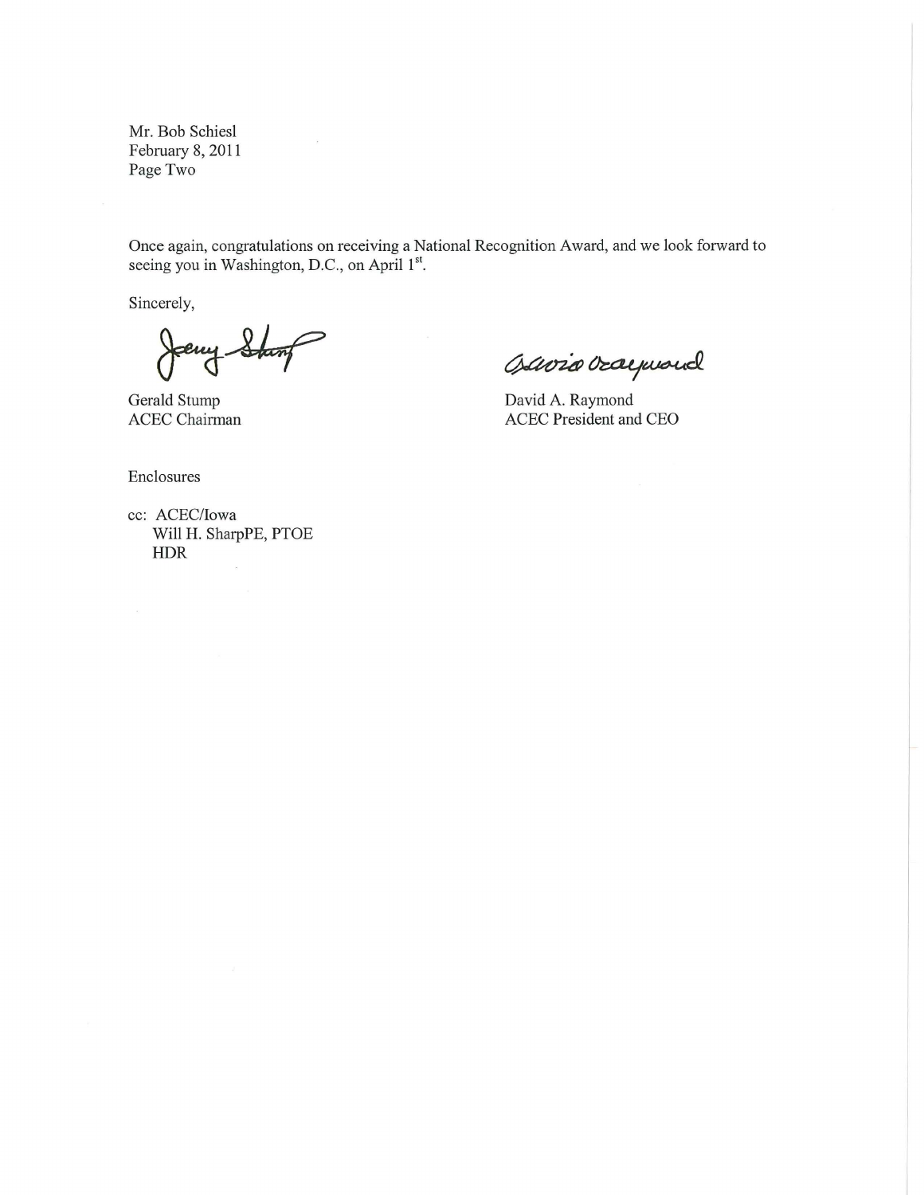Mr. Bob Schiesl
February 8, 2011
Page Two

Once again, congratulations on receiving a National Recognition Award, and we look forward to seeing you in Washington, D.C., on April 1st.

Sincerely,

Gerald Stump
ACEC Chairman

David A. Raymond
ACEC President and CEO

Enclosures

cc: ACEC/Iowa
Will H. SharpPE, PTOE
HDR